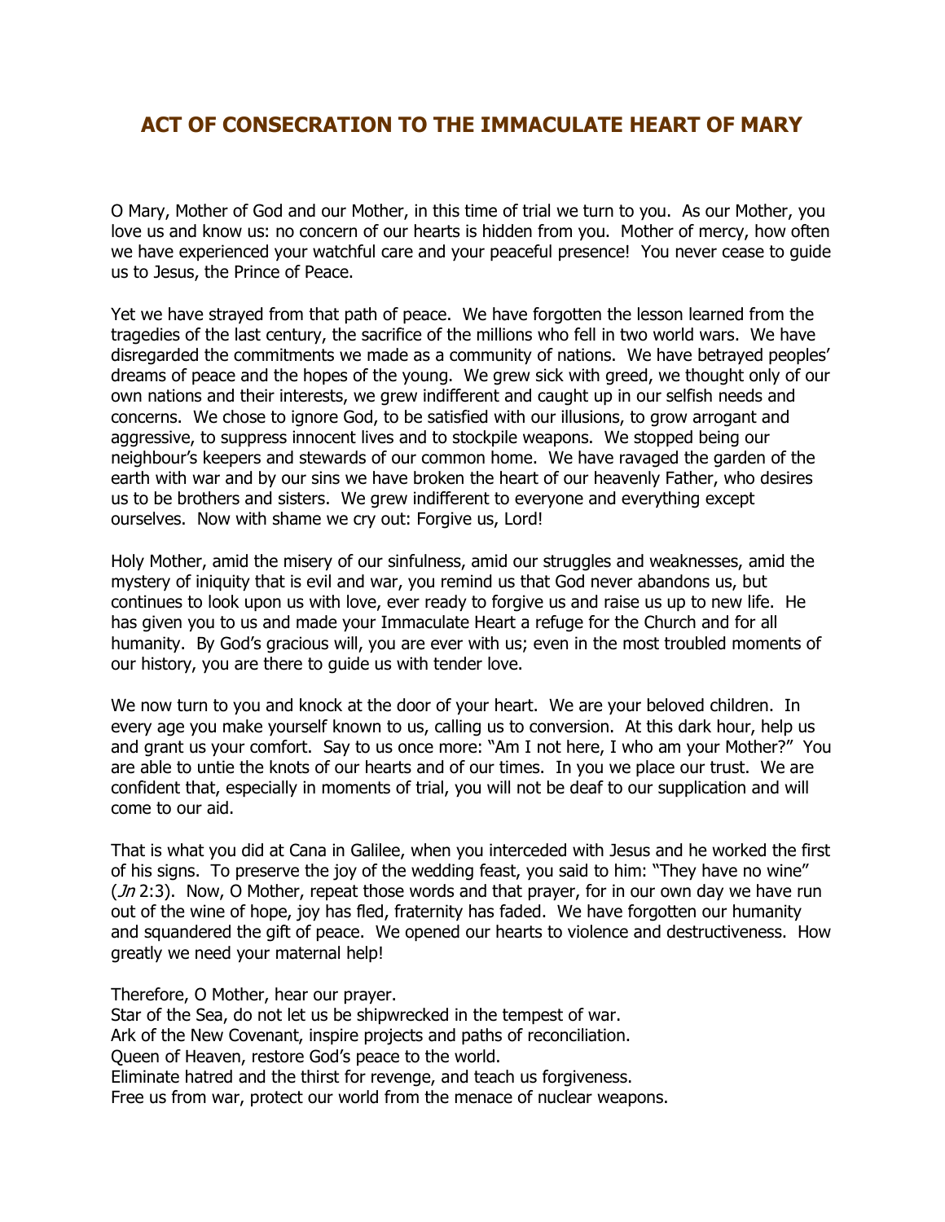# ACT OF CONSECRATION TO THE IMMACULATE HEART OF MARY

O Mary, Mother of God and our Mother, in this time of trial we turn to you. As our Mother, you love us and know us: no concern of our hearts is hidden from you. Mother of mercy, how often we have experienced your watchful care and your peaceful presence! You never cease to guide us to Jesus, the Prince of Peace.

Yet we have strayed from that path of peace. We have forgotten the lesson learned from the tragedies of the last century, the sacrifice of the millions who fell in two world wars. We have disregarded the commitments we made as a community of nations. We have betrayed peoples' dreams of peace and the hopes of the young. We grew sick with greed, we thought only of our own nations and their interests, we grew indifferent and caught up in our selfish needs and concerns. We chose to ignore God, to be satisfied with our illusions, to grow arrogant and aggressive, to suppress innocent lives and to stockpile weapons. We stopped being our neighbour's keepers and stewards of our common home. We have ravaged the garden of the earth with war and by our sins we have broken the heart of our heavenly Father, who desires us to be brothers and sisters. We grew indifferent to everyone and everything except ourselves. Now with shame we cry out: Forgive us, Lord!

Holy Mother, amid the misery of our sinfulness, amid our struggles and weaknesses, amid the mystery of iniquity that is evil and war, you remind us that God never abandons us, but continues to look upon us with love, ever ready to forgive us and raise us up to new life. He has given you to us and made your Immaculate Heart a refuge for the Church and for all humanity. By God's gracious will, you are ever with us; even in the most troubled moments of our history, you are there to guide us with tender love.

We now turn to you and knock at the door of your heart. We are your beloved children. In every age you make yourself known to us, calling us to conversion. At this dark hour, help us and grant us your comfort. Say to us once more: "Am I not here, I who am your Mother?" You are able to untie the knots of our hearts and of our times. In you we place our trust. We are confident that, especially in moments of trial, you will not be deaf to our supplication and will come to our aid.

That is what you did at Cana in Galilee, when you interceded with Jesus and he worked the first of his signs. To preserve the joy of the wedding feast, you said to him: "They have no wine" (*Jn* 2:3). Now, O Mother, repeat those words and that prayer, for in our own day we have run out of the wine of hope, joy has fled, fraternity has faded. We have forgotten our humanity and squandered the gift of peace. We opened our hearts to violence and destructiveness. How greatly we need your maternal help!

Therefore, O Mother, hear our prayer.
Star of the Sea, do not let us be shipwrecked in the tempest of war.
Ark of the New Covenant, inspire projects and paths of reconciliation.
Queen of Heaven, restore God's peace to the world.
Eliminate hatred and the thirst for revenge, and teach us forgiveness.
Free us from war, protect our world from the menace of nuclear weapons.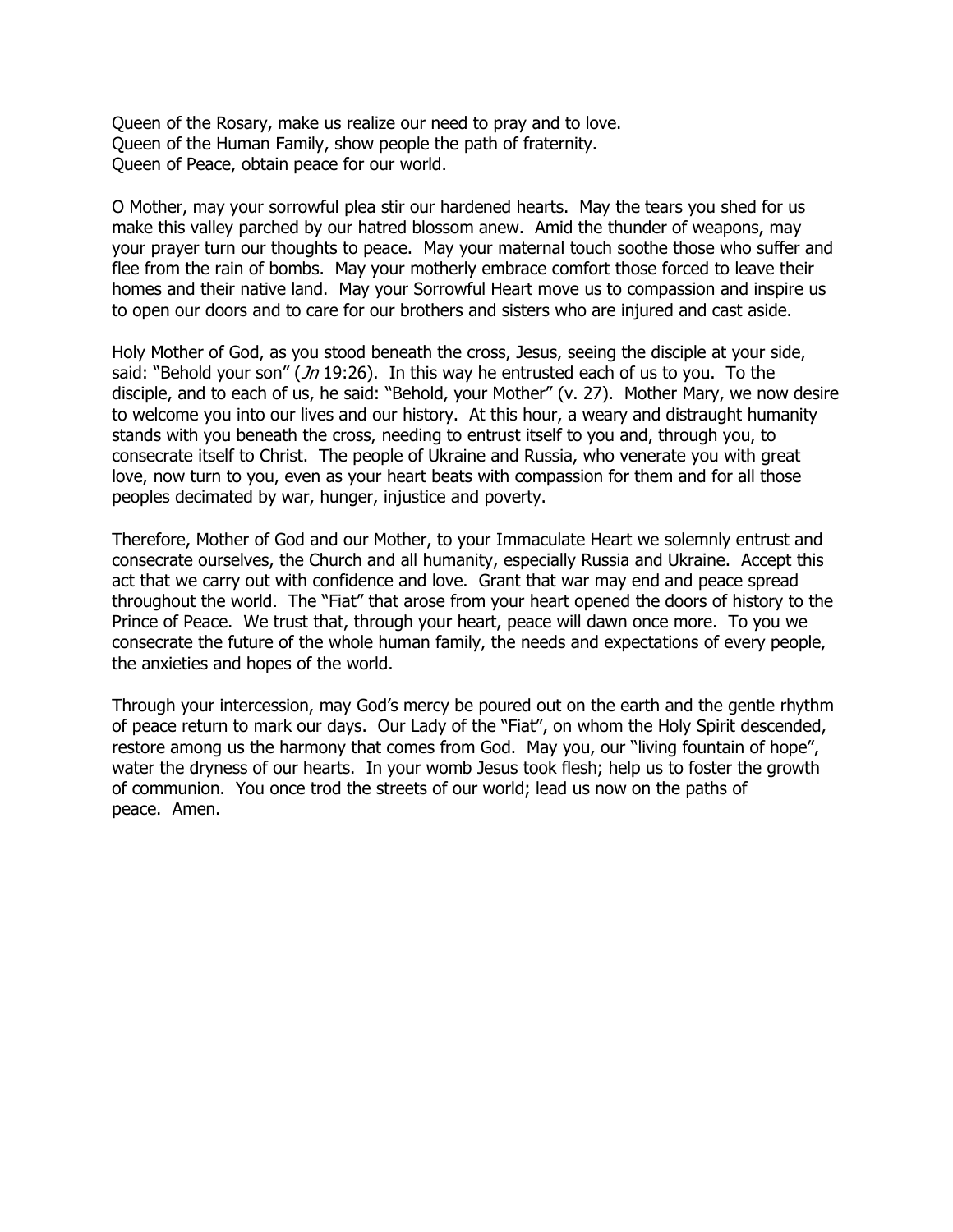Queen of the Rosary, make us realize our need to pray and to love.
Queen of the Human Family, show people the path of fraternity.
Queen of Peace, obtain peace for our world.

O Mother, may your sorrowful plea stir our hardened hearts. May the tears you shed for us make this valley parched by our hatred blossom anew. Amid the thunder of weapons, may your prayer turn our thoughts to peace. May your maternal touch soothe those who suffer and flee from the rain of bombs. May your motherly embrace comfort those forced to leave their homes and their native land. May your Sorrowful Heart move us to compassion and inspire us to open our doors and to care for our brothers and sisters who are injured and cast aside.

Holy Mother of God, as you stood beneath the cross, Jesus, seeing the disciple at your side, said: "Behold your son" (*Jn* 19:26). In this way he entrusted each of us to you. To the disciple, and to each of us, he said: "Behold, your Mother" (v. 27). Mother Mary, we now desire to welcome you into our lives and our history. At this hour, a weary and distraught humanity stands with you beneath the cross, needing to entrust itself to you and, through you, to consecrate itself to Christ. The people of Ukraine and Russia, who venerate you with great love, now turn to you, even as your heart beats with compassion for them and for all those peoples decimated by war, hunger, injustice and poverty.

Therefore, Mother of God and our Mother, to your Immaculate Heart we solemnly entrust and consecrate ourselves, the Church and all humanity, especially Russia and Ukraine. Accept this act that we carry out with confidence and love. Grant that war may end and peace spread throughout the world. The "Fiat" that arose from your heart opened the doors of history to the Prince of Peace. We trust that, through your heart, peace will dawn once more. To you we consecrate the future of the whole human family, the needs and expectations of every people, the anxieties and hopes of the world.

Through your intercession, may God's mercy be poured out on the earth and the gentle rhythm of peace return to mark our days. Our Lady of the "Fiat", on whom the Holy Spirit descended, restore among us the harmony that comes from God. May you, our "living fountain of hope", water the dryness of our hearts. In your womb Jesus took flesh; help us to foster the growth of communion. You once trod the streets of our world; lead us now on the paths of peace. Amen.